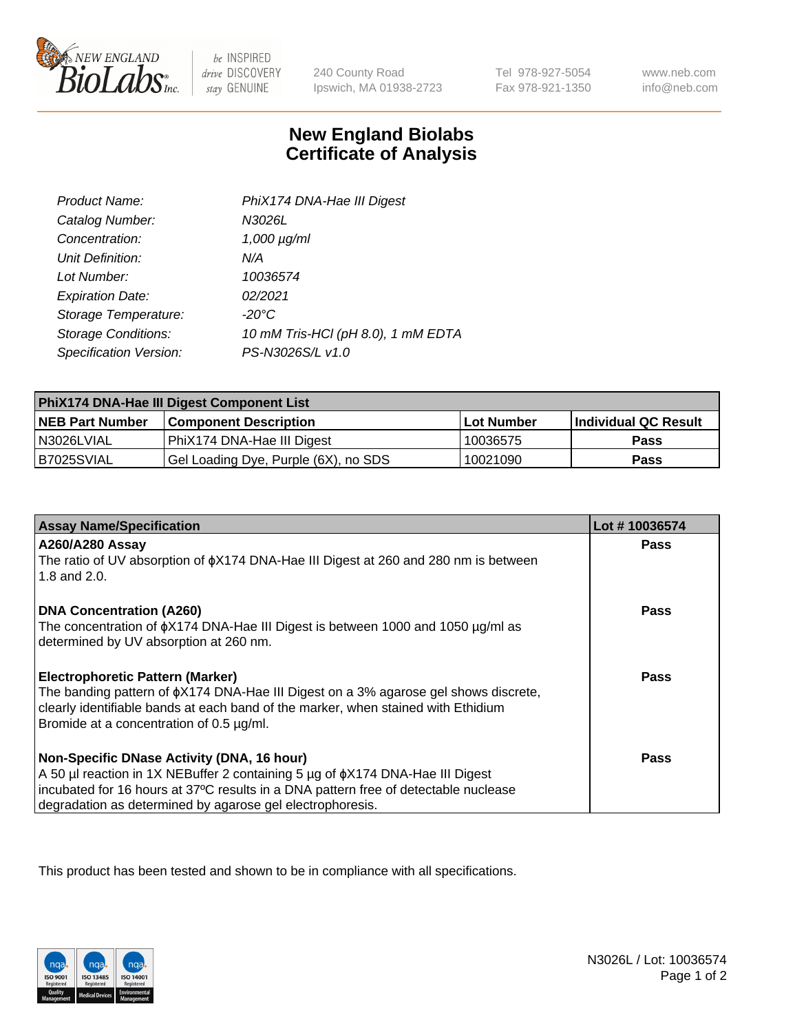New England BioLabs Inc. — be INSPIRED, drive DISCOVERY, stay GENUINE

240 County Road
Ipswich, MA 01938-2723

Tel 978-927-5054
Fax 978-921-1350

www.neb.com
info@neb.com

# New England Biolabs Certificate of Analysis

| | |
|---|---|
| *Product Name:* | *PhiX174 DNA-Hae III Digest* |
| *Catalog Number:* | *N3026L* |
| *Concentration:* | *1,000 µg/ml* |
| *Unit Definition:* | *N/A* |
| *Lot Number:* | *10036574* |
| *Expiration Date:* | *02/2021* |
| *Storage Temperature:* | *-20°C* |
| *Storage Conditions:* | *10 mM Tris-HCl (pH 8.0), 1 mM EDTA* |
| *Specification Version:* | *PS-N3026S/L v1.0* |

| **PhiX174 DNA-Hae III Digest Component List** | | | |
|---|---|---|---|
| **NEB Part Number** | **Component Description** | **Lot Number** | **Individual QC Result** |
| N3026LVIAL | PhiX174 DNA-Hae III Digest | 10036575 | **Pass** |
| B7025SVIAL | Gel Loading Dye, Purple (6X), no SDS | 10021090 | **Pass** |

| **Assay Name/Specification** | **Lot # 10036574** |
|---|---|
| **A260/A280 Assay**<br>The ratio of UV absorption of ϕX174 DNA-Hae III Digest at 260 and 280 nm is between 1.8 and 2.0. | **Pass** |
| **DNA Concentration (A260)**<br>The concentration of ϕX174 DNA-Hae III Digest is between 1000 and 1050 µg/ml as determined by UV absorption at 260 nm. | **Pass** |
| **Electrophoretic Pattern (Marker)**<br>The banding pattern of ϕX174 DNA-Hae III Digest on a 3% agarose gel shows discrete, clearly identifiable bands at each band of the marker, when stained with Ethidium Bromide at a concentration of 0.5 µg/ml. | **Pass** |
| **Non-Specific DNase Activity (DNA, 16 hour)**<br>A 50 µl reaction in 1X NEBuffer 2 containing 5 µg of ϕX174 DNA-Hae III Digest incubated for 16 hours at 37ºC results in a DNA pattern free of detectable nuclease degradation as determined by agarose gel electrophoresis. | **Pass** |

This product has been tested and shown to be in compliance with all specifications.

N3026L / Lot: 10036574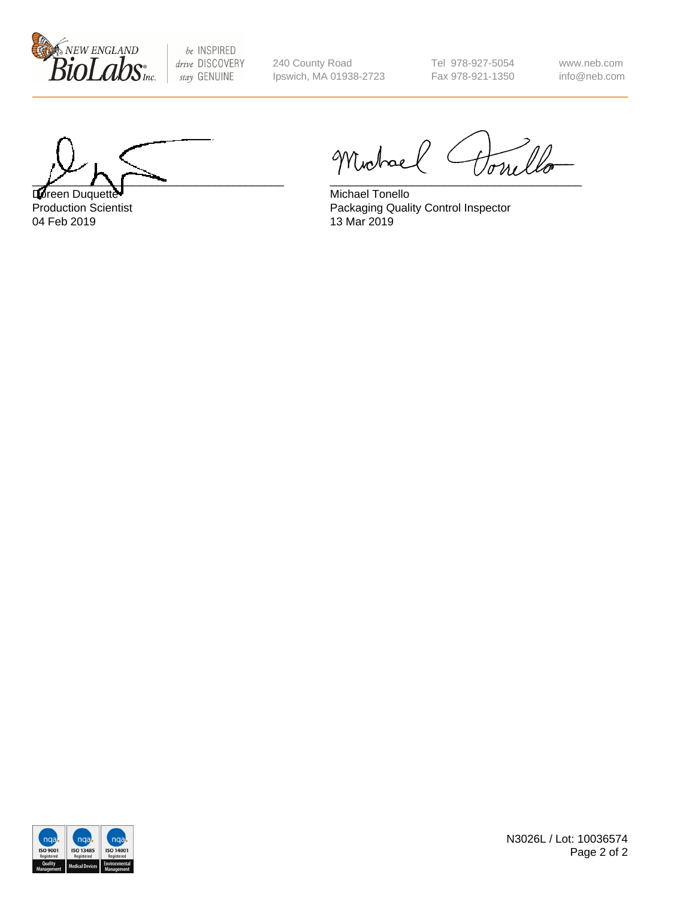Doreen Duquette
Production Scientist
04 Feb 2019

Michael Tonello
Packaging Quality Control Inspector
13 Mar 2019

N3026L / Lot: 10036574